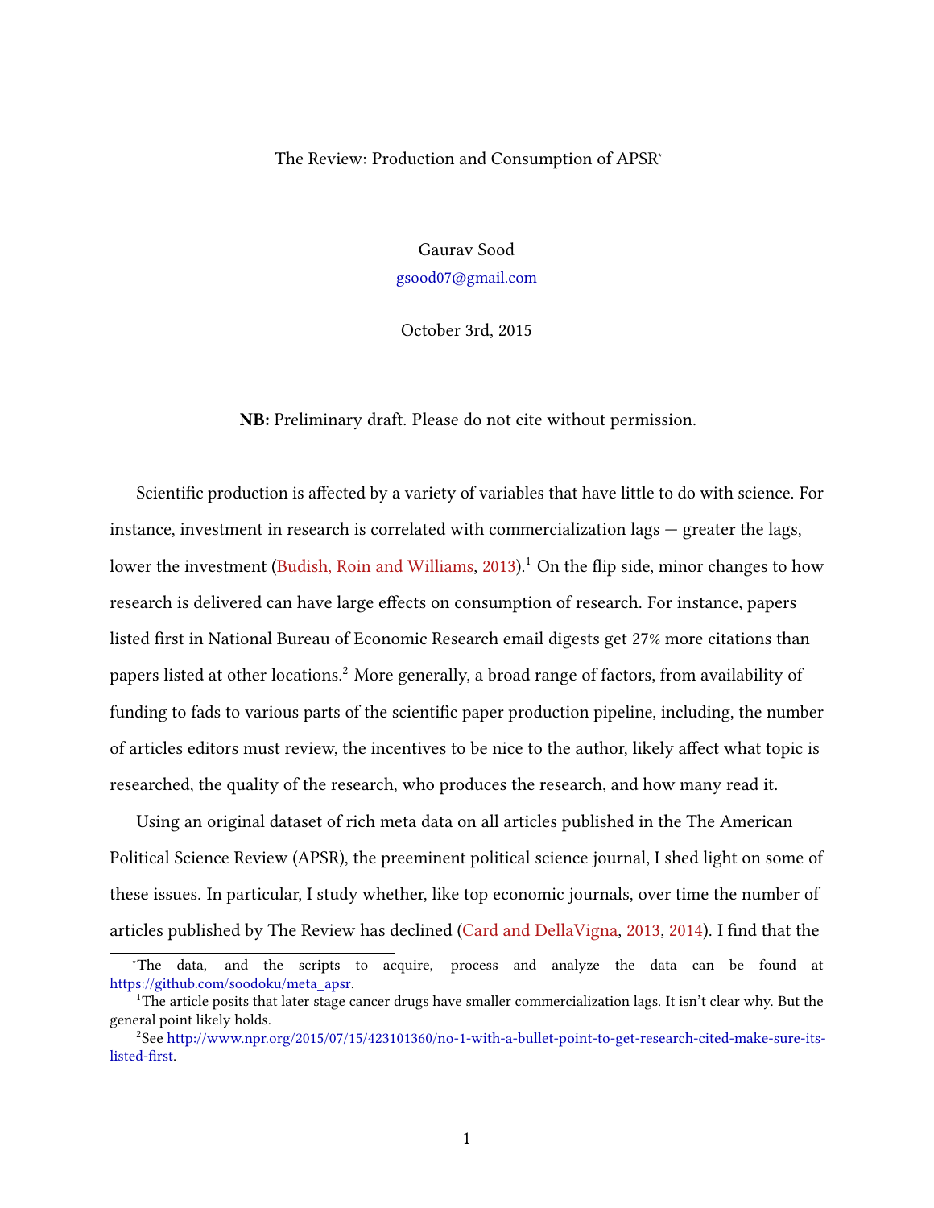# The Review: Production and Consumption of APSR[*]

Gaurav Sood

gsood07@gmail.com

October 3rd, 2015

**NB:** Preliminary draft. Please do not cite without permission.

Scientific production is affected by a variety of variables that have little to do with science. For instance, investment in research is correlated with commercialization lags — greater the lags, lower the investment (Budish, Roin and Williams, 2013).[1] On the flip side, minor changes to how research is delivered can have large effects on consumption of research. For instance, papers listed first in National Bureau of Economic Research email digests get 27% more citations than papers listed at other locations.[2] More generally, a broad range of factors, from availability of funding to fads to various parts of the scientific paper production pipeline, including, the number of articles editors must review, the incentives to be nice to the author, likely affect what topic is researched, the quality of the research, who produces the research, and how many read it.

Using an original dataset of rich meta data on all articles published in the The American Political Science Review (APSR), the preeminent political science journal, I shed light on some of these issues. In particular, I study whether, like top economic journals, over time the number of articles published by The Review has declined (Card and DellaVigna, 2013, 2014). I find that the

---

[*] The data, and the scripts to acquire, process and analyze the data can be found at https://github.com/soodoku/meta_apsr.

[1] The article posits that later stage cancer drugs have smaller commercialization lags. It isn't clear why. But the general point likely holds.

[2] See http://www.npr.org/2015/07/15/423101360/no-1-with-a-bullet-point-to-get-research-cited-make-sure-its-listed-first.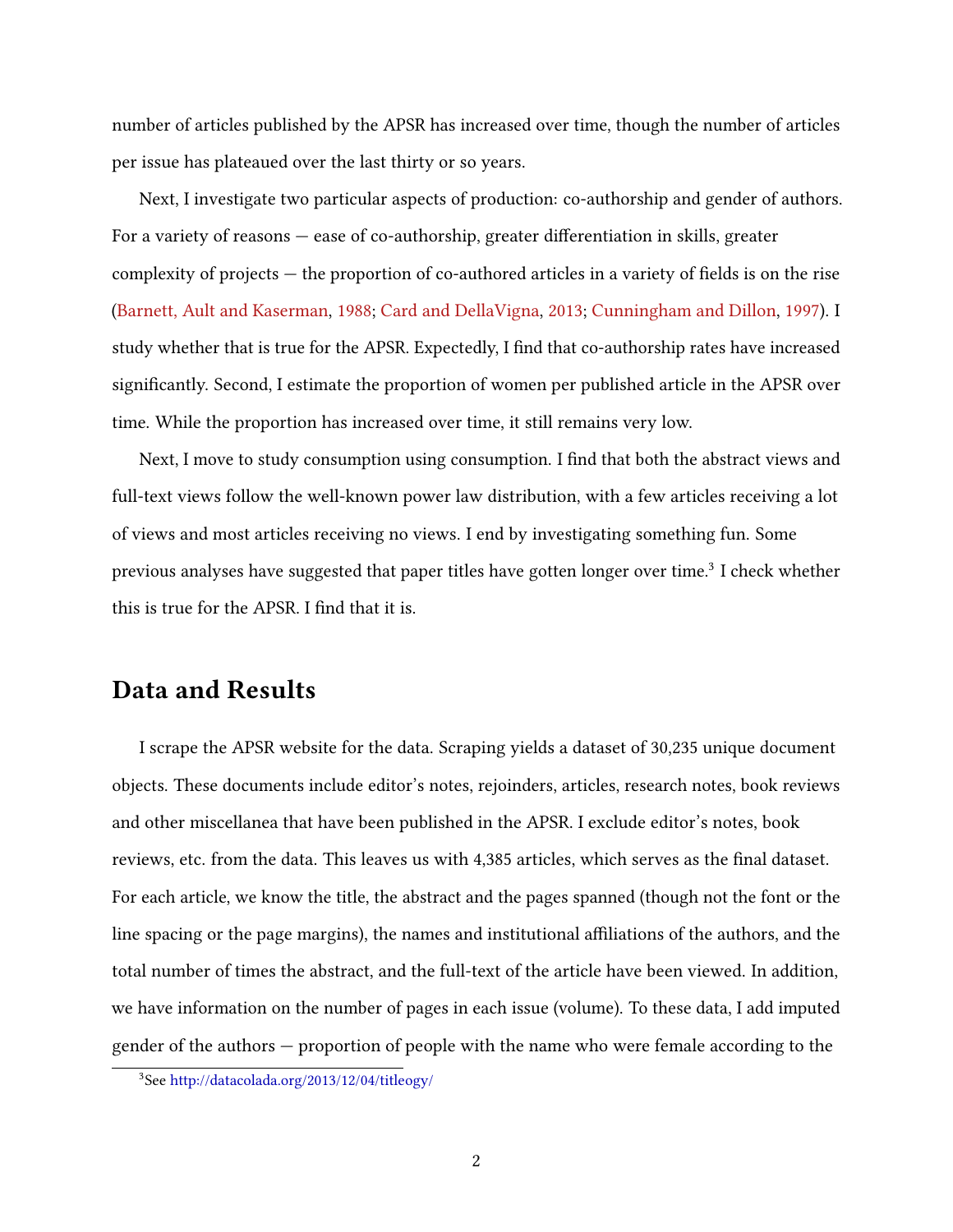number of articles published by the APSR has increased over time, though the number of articles per issue has plateaued over the last thirty or so years.

Next, I investigate two particular aspects of production: co-authorship and gender of authors. For a variety of reasons — ease of co-authorship, greater differentiation in skills, greater complexity of projects — the proportion of co-authored articles in a variety of fields is on the rise (Barnett, Ault and Kaserman, 1988; Card and DellaVigna, 2013; Cunningham and Dillon, 1997). I study whether that is true for the APSR. Expectedly, I find that co-authorship rates have increased significantly. Second, I estimate the proportion of women per published article in the APSR over time. While the proportion has increased over time, it still remains very low.

Next, I move to study consumption using consumption. I find that both the abstract views and full-text views follow the well-known power law distribution, with a few articles receiving a lot of views and most articles receiving no views. I end by investigating something fun. Some previous analyses have suggested that paper titles have gotten longer over time.[3] I check whether this is true for the APSR. I find that it is.

## Data and Results

I scrape the APSR website for the data. Scraping yields a dataset of 30,235 unique document objects. These documents include editor's notes, rejoinders, articles, research notes, book reviews and other miscellanea that have been published in the APSR. I exclude editor's notes, book reviews, etc. from the data. This leaves us with 4,385 articles, which serves as the final dataset. For each article, we know the title, the abstract and the pages spanned (though not the font or the line spacing or the page margins), the names and institutional affiliations of the authors, and the total number of times the abstract, and the full-text of the article have been viewed. In addition, we have information on the number of pages in each issue (volume). To these data, I add imputed gender of the authors — proportion of people with the name who were female according to the

[3] See http://datacolada.org/2013/12/04/titleogy/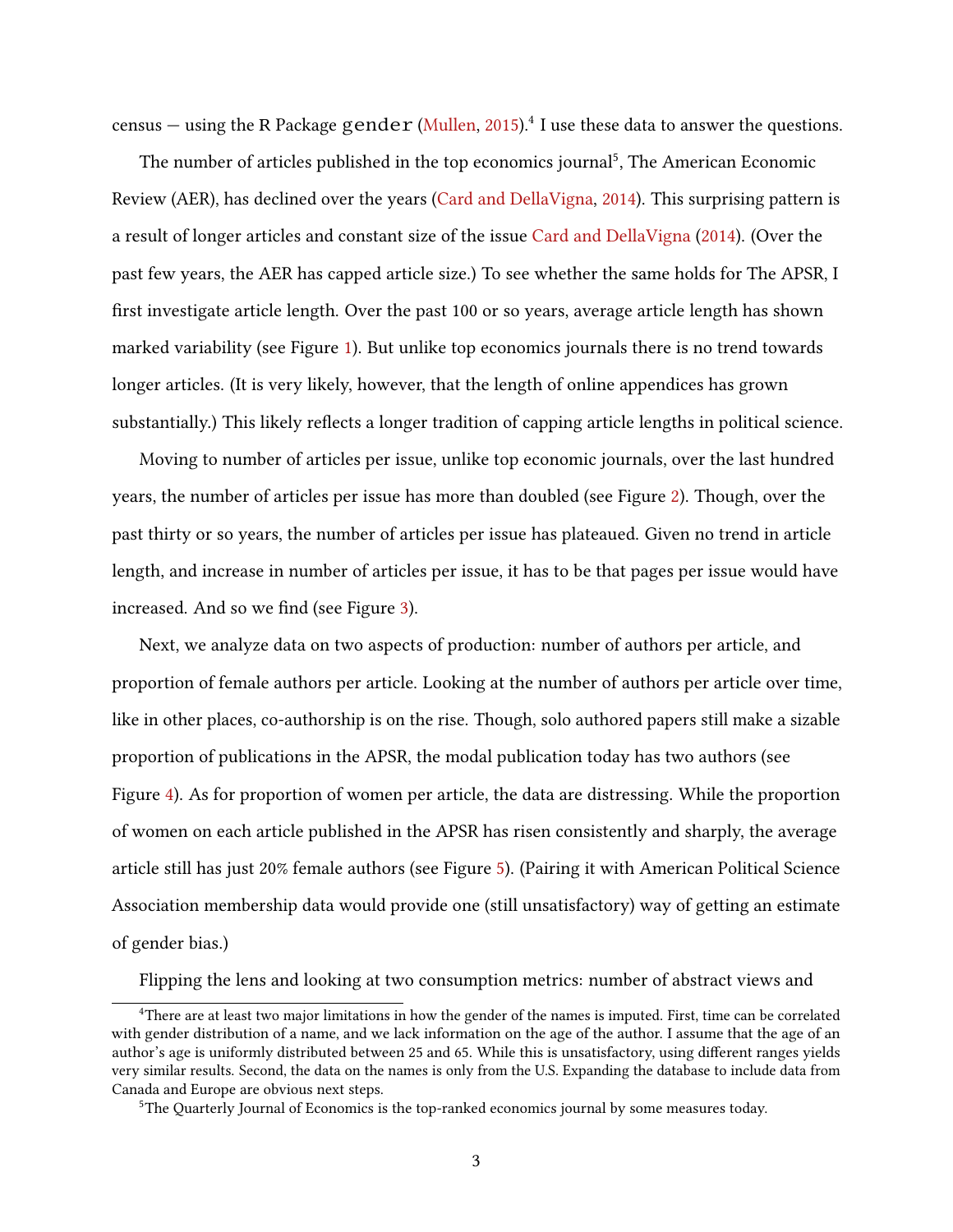census — using the R Package `gender` (Mullen, 2015).[4] I use these data to answer the questions.

The number of articles published in the top economics journal[5], The American Economic Review (AER), has declined over the years (Card and DellaVigna, 2014). This surprising pattern is a result of longer articles and constant size of the issue Card and DellaVigna (2014). (Over the past few years, the AER has capped article size.) To see whether the same holds for The APSR, I first investigate article length. Over the past 100 or so years, average article length has shown marked variability (see Figure 1). But unlike top economics journals there is no trend towards longer articles. (It is very likely, however, that the length of online appendices has grown substantially.) This likely reflects a longer tradition of capping article lengths in political science.

Moving to number of articles per issue, unlike top economic journals, over the last hundred years, the number of articles per issue has more than doubled (see Figure 2). Though, over the past thirty or so years, the number of articles per issue has plateaued. Given no trend in article length, and increase in number of articles per issue, it has to be that pages per issue would have increased. And so we find (see Figure 3).

Next, we analyze data on two aspects of production: number of authors per article, and proportion of female authors per article. Looking at the number of authors per article over time, like in other places, co-authorship is on the rise. Though, solo authored papers still make a sizable proportion of publications in the APSR, the modal publication today has two authors (see Figure 4). As for proportion of women per article, the data are distressing. While the proportion of women on each article published in the APSR has risen consistently and sharply, the average article still has just 20% female authors (see Figure 5). (Pairing it with American Political Science Association membership data would provide one (still unsatisfactory) way of getting an estimate of gender bias.)

Flipping the lens and looking at two consumption metrics: number of abstract views and

---

[4] There are at least two major limitations in how the gender of the names is imputed. First, time can be correlated with gender distribution of a name, and we lack information on the age of the author. I assume that the age of an author's age is uniformly distributed between 25 and 65. While this is unsatisfactory, using different ranges yields very similar results. Second, the data on the names is only from the U.S. Expanding the database to include data from Canada and Europe are obvious next steps.

[5] The Quarterly Journal of Economics is the top-ranked economics journal by some measures today.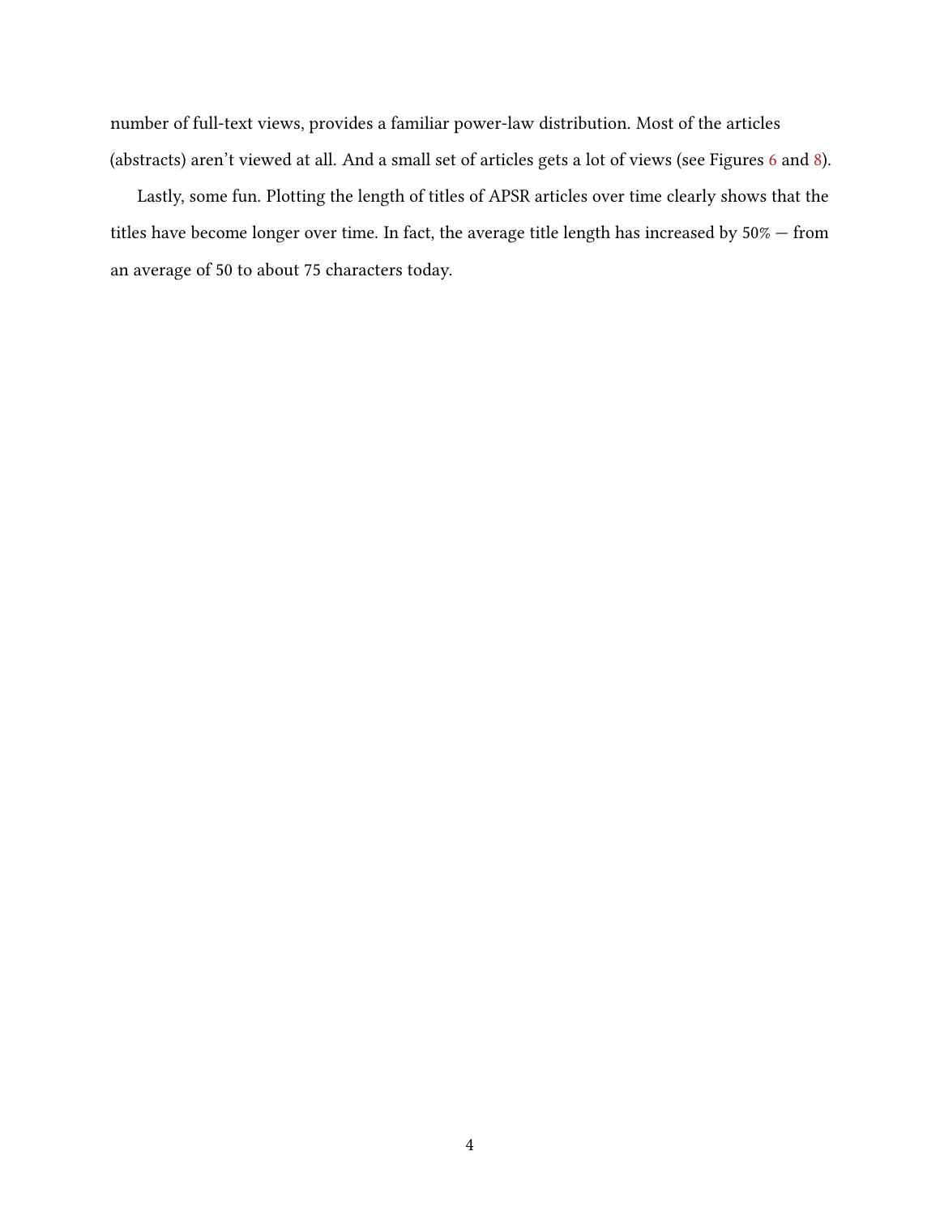number of full-text views, provides a familiar power-law distribution. Most of the articles (abstracts) aren't viewed at all. And a small set of articles gets a lot of views (see Figures 6 and 8).

Lastly, some fun. Plotting the length of titles of APSR articles over time clearly shows that the titles have become longer over time. In fact, the average title length has increased by 50% — from an average of 50 to about 75 characters today.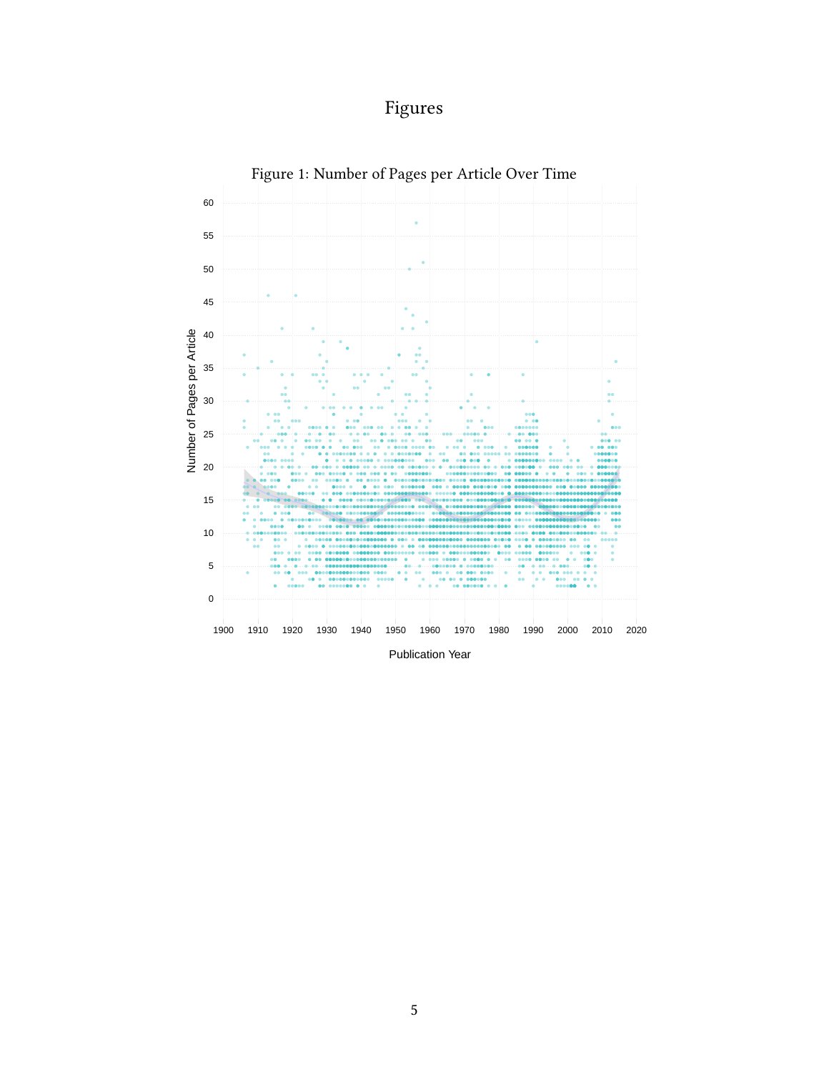# Figures

Figure 1: Number of Pages per Article Over Time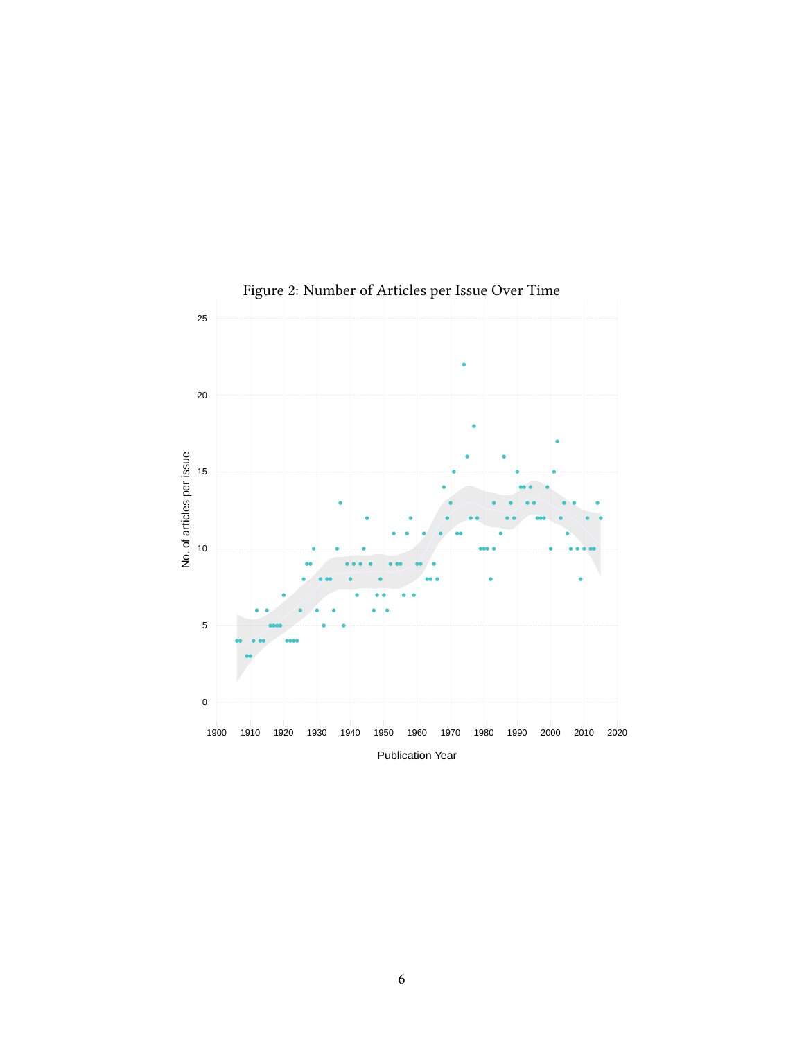Figure 2: Number of Articles per Issue Over Time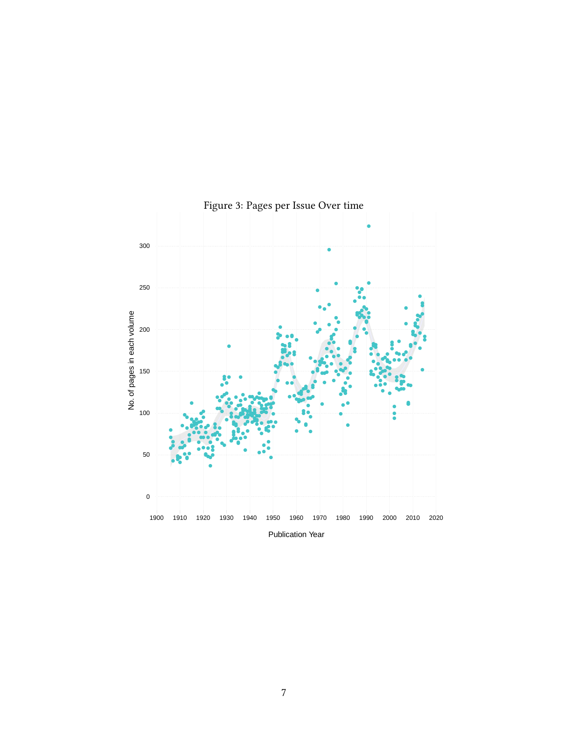Figure 3: Pages per Issue Over time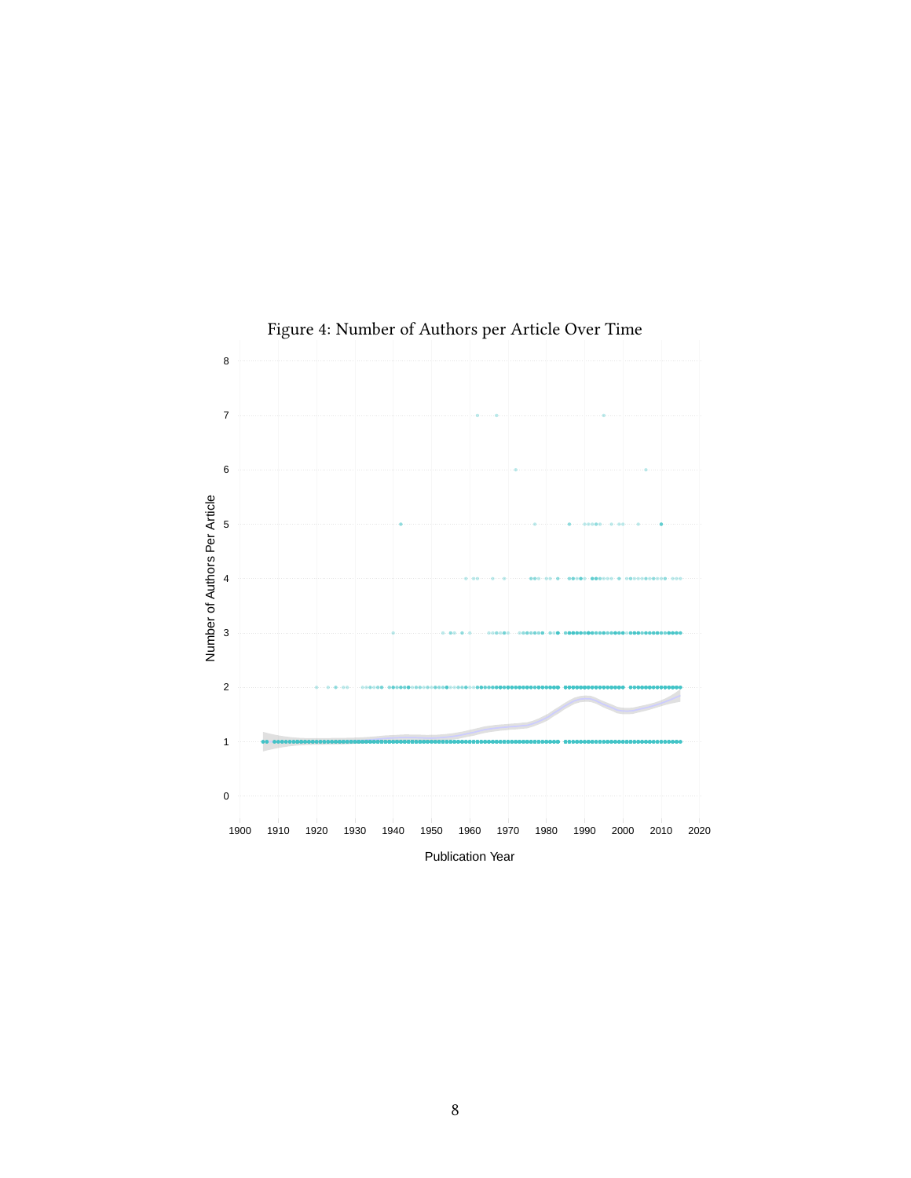Figure 4: Number of Authors per Article Over Time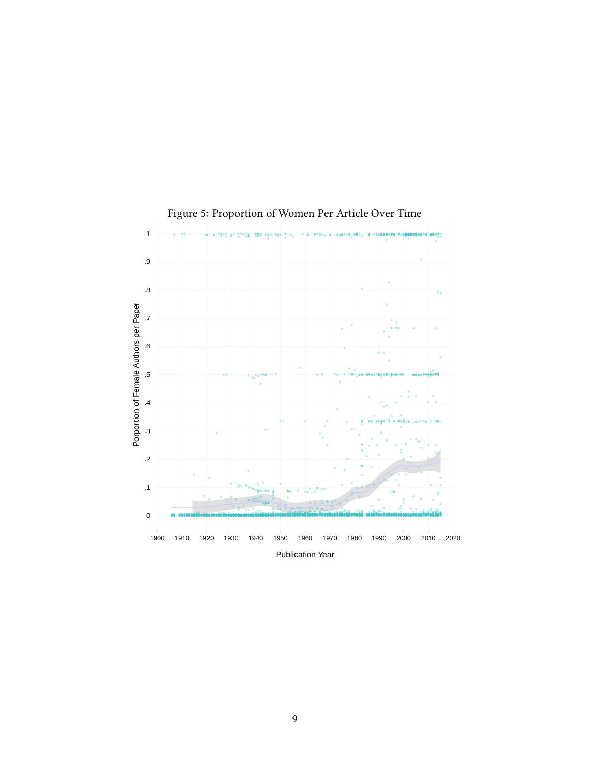Figure 5: Proportion of Women Per Article Over Time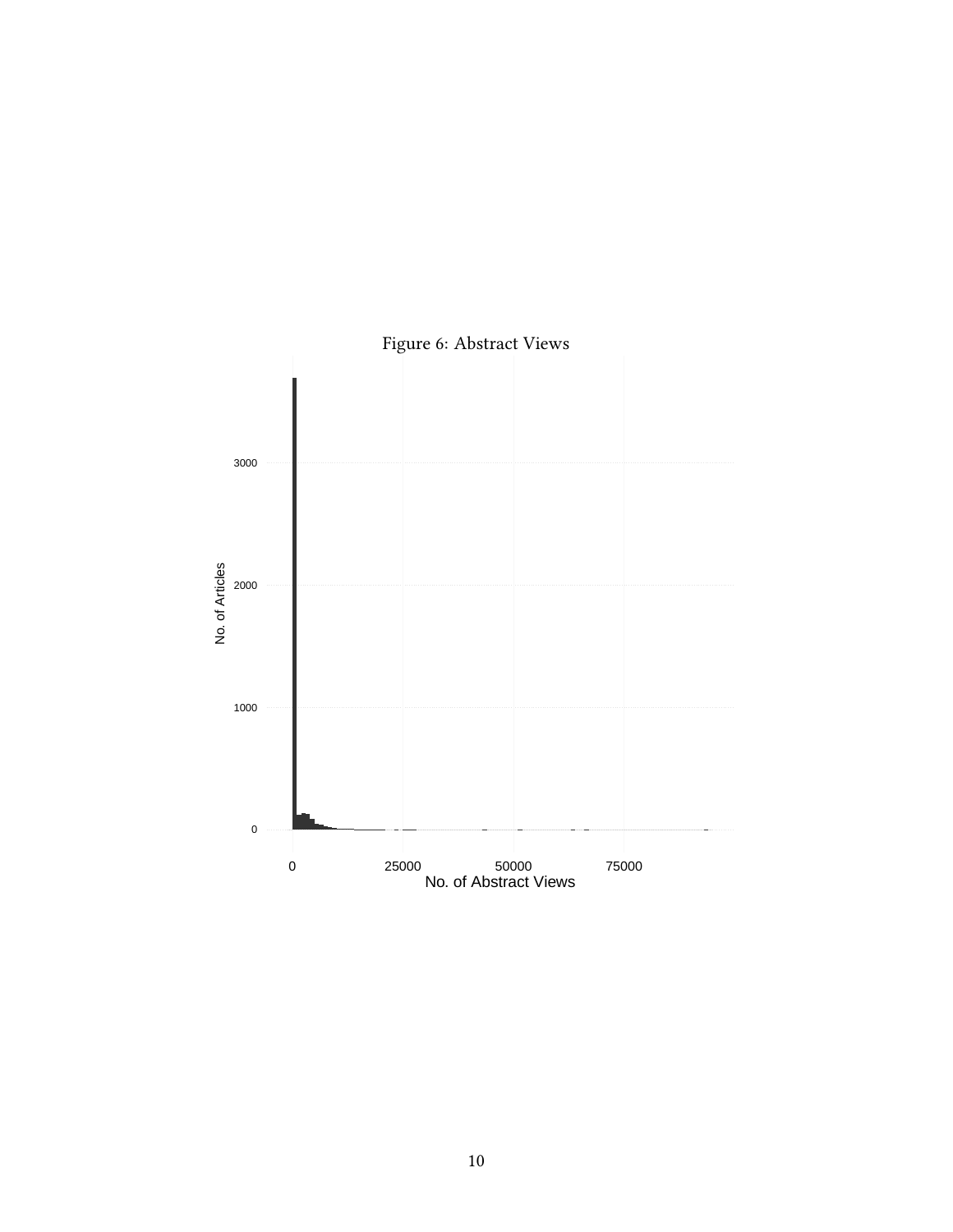Figure 6: Abstract Views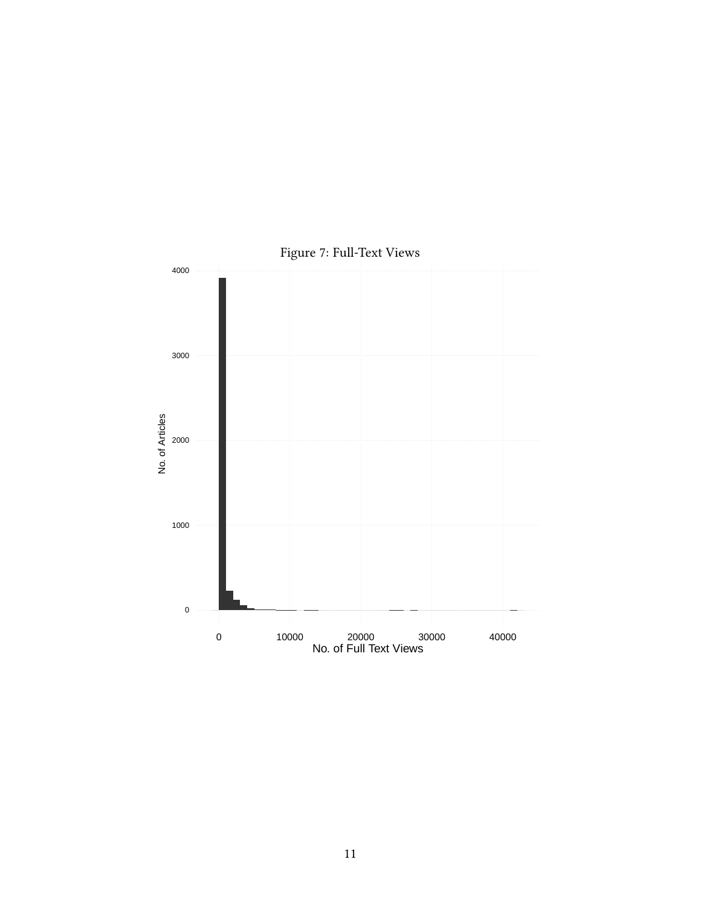Figure 7: Full-Text Views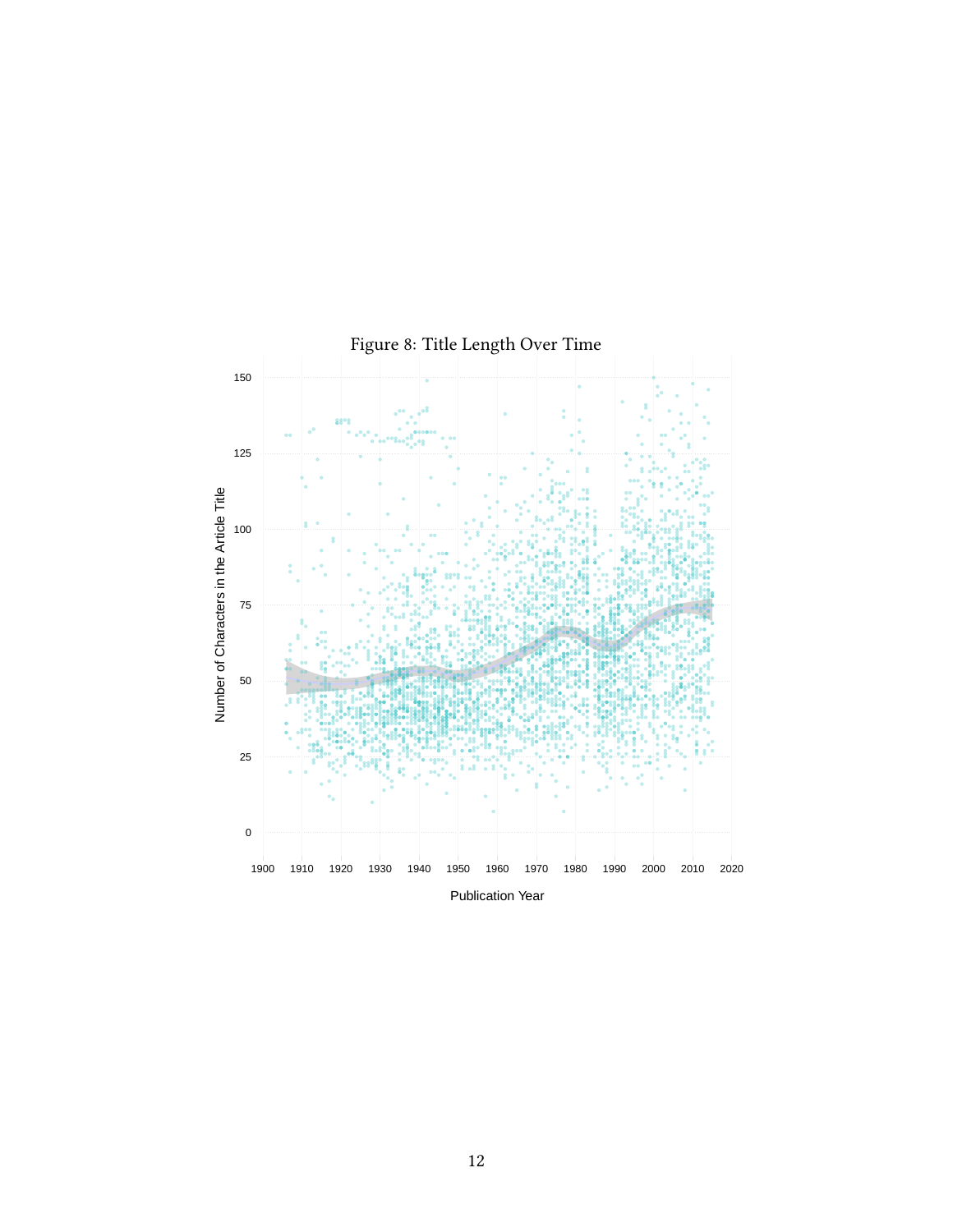Figure 8: Title Length Over Time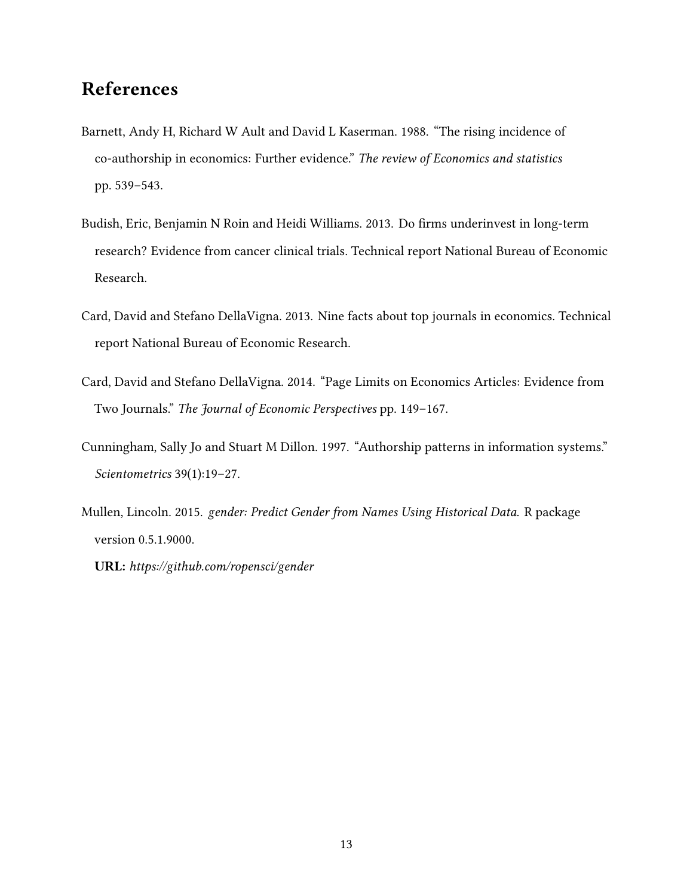## References

Barnett, Andy H, Richard W Ault and David L Kaserman. 1988. "The rising incidence of co-authorship in economics: Further evidence." *The review of Economics and statistics* pp. 539–543.

Budish, Eric, Benjamin N Roin and Heidi Williams. 2013. Do firms underinvest in long-term research? Evidence from cancer clinical trials. Technical report National Bureau of Economic Research.

Card, David and Stefano DellaVigna. 2013. Nine facts about top journals in economics. Technical report National Bureau of Economic Research.

Card, David and Stefano DellaVigna. 2014. "Page Limits on Economics Articles: Evidence from Two Journals." *The Journal of Economic Perspectives* pp. 149–167.

Cunningham, Sally Jo and Stuart M Dillon. 1997. "Authorship patterns in information systems." *Scientometrics* 39(1):19–27.

Mullen, Lincoln. 2015. *gender: Predict Gender from Names Using Historical Data*. R package version 0.5.1.9000.
**URL:** *https://github.com/ropensci/gender*